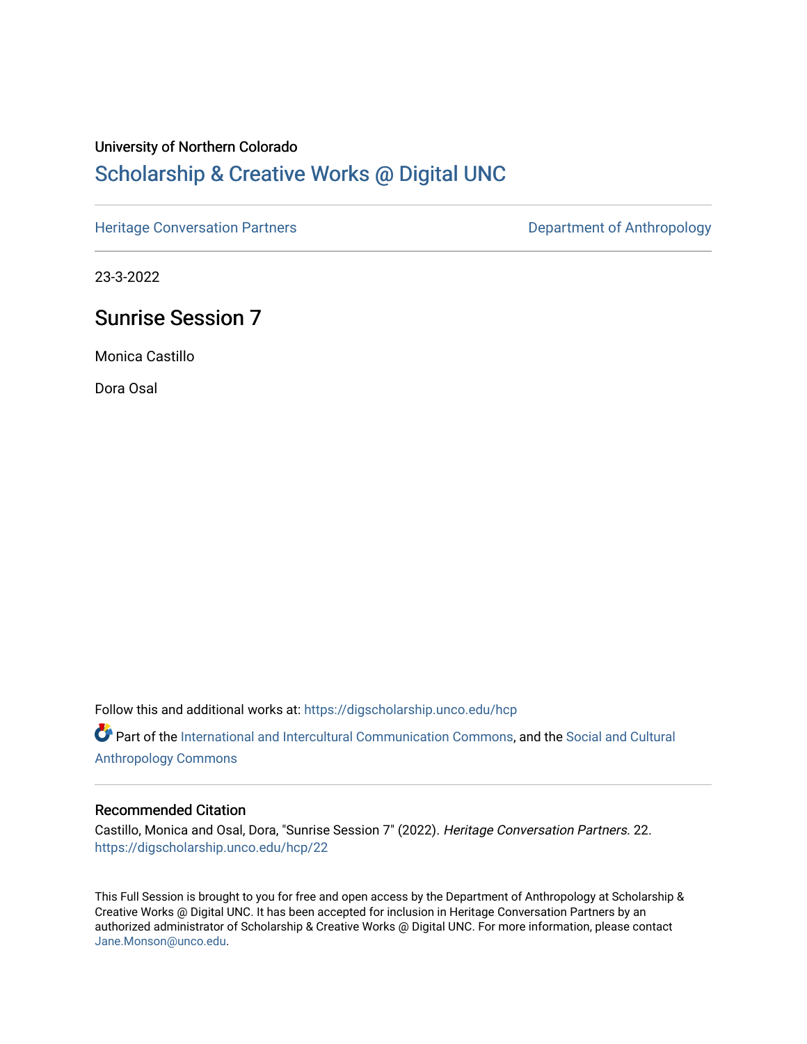University of Northern Colorado

# Scholarship & Creative Works @ Digital UNC

Heritage Conversation Partners | Department of Anthropology

23-3-2022

## Sunrise Session 7

Monica Castillo

Dora Osal

Follow this and additional works at: https://digscholarship.unco.edu/hcp

Part of the International and Intercultural Communication Commons, and the Social and Cultural Anthropology Commons

### Recommended Citation

Castillo, Monica and Osal, Dora, "Sunrise Session 7" (2022). *Heritage Conversation Partners*. 22. https://digscholarship.unco.edu/hcp/22

This Full Session is brought to you for free and open access by the Department of Anthropology at Scholarship & Creative Works @ Digital UNC. It has been accepted for inclusion in Heritage Conversation Partners by an authorized administrator of Scholarship & Creative Works @ Digital UNC. For more information, please contact Jane.Monson@unco.edu.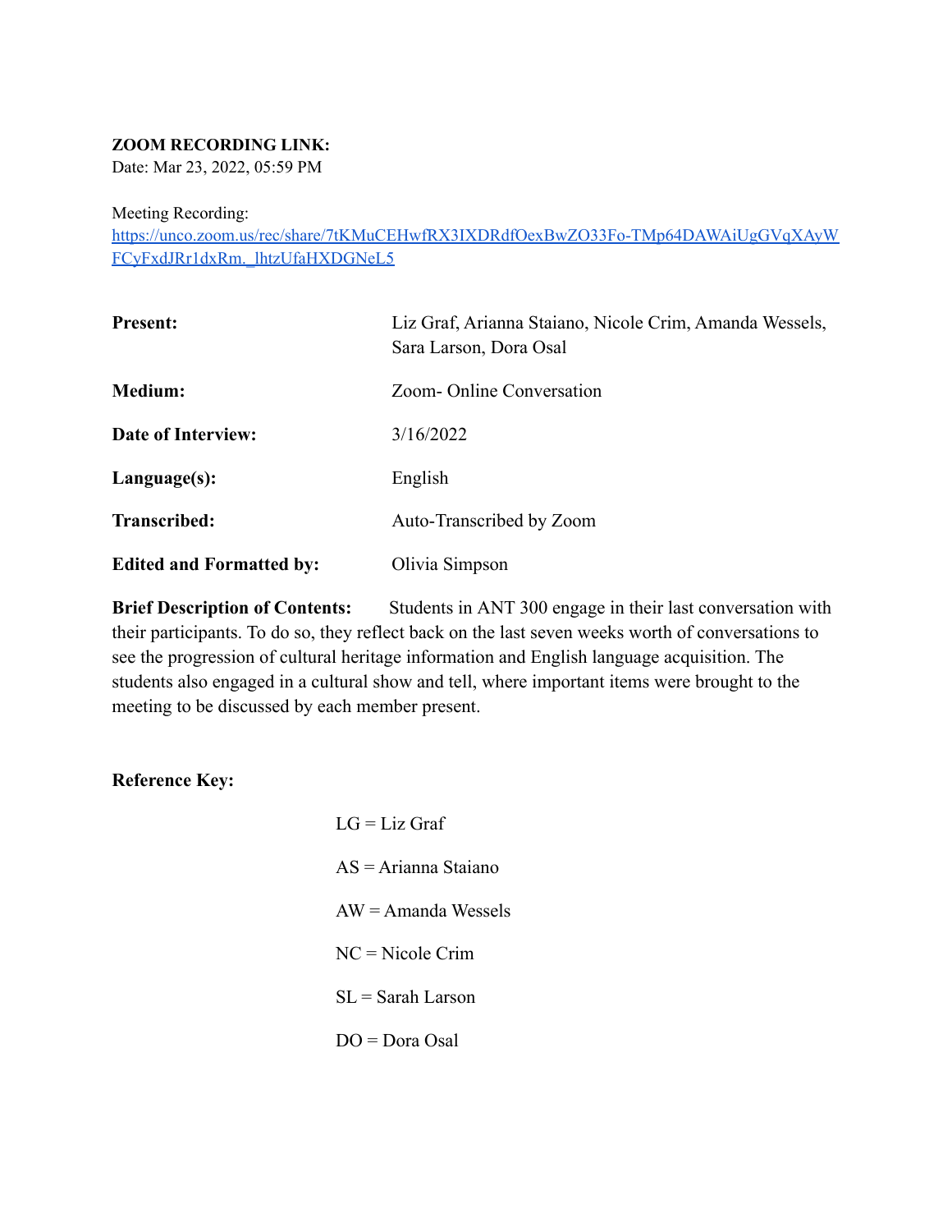**ZOOM RECORDING LINK:**
Date: Mar 23, 2022, 05:59 PM

Meeting Recording:
[https://unco.zoom.us/rec/share/7tKMuCEHwfRX3IXDRdfOexBwZO33Fo-TMp64DAWAiUgGVqXAyWFCyFxdJRr1dxRm._lhtzUfaHXDGNeL5](https://unco.zoom.us/rec/share/7tKMuCEHwfRX3IXDRdfOexBwZO33Fo-TMp64DAWAiUgGVqXAyWFCyFxdJRr1dxRm._lhtzUfaHXDGNeL5)

| | |
|---|---|
| **Present:** | Liz Graf, Arianna Staiano, Nicole Crim, Amanda Wessels, Sara Larson, Dora Osal |
| **Medium:** | Zoom- Online Conversation |
| **Date of Interview:** | 3/16/2022 |
| **Language(s):** | English |
| **Transcribed:** | Auto-Transcribed by Zoom |
| **Edited and Formatted by:** | Olivia Simpson |

**Brief Description of Contents:** Students in ANT 300 engage in their last conversation with their participants. To do so, they reflect back on the last seven weeks worth of conversations to see the progression of cultural heritage information and English language acquisition. The students also engaged in a cultural show and tell, where important items were brought to the meeting to be discussed by each member present.

**Reference Key:**

LG = Liz Graf

AS = Arianna Staiano

AW = Amanda Wessels

NC = Nicole Crim

SL = Sarah Larson

DO = Dora Osal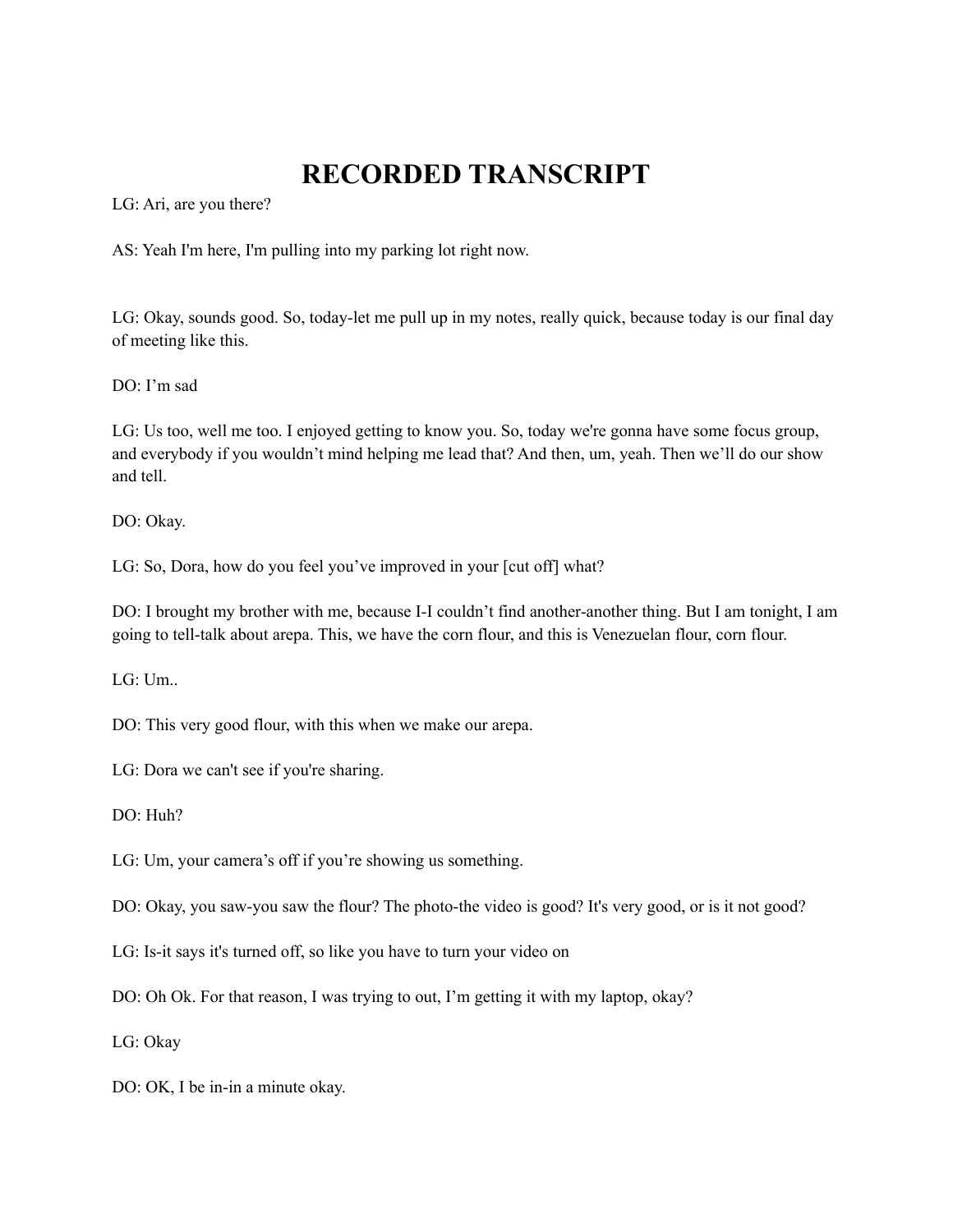# RECORDED TRANSCRIPT

LG: Ari, are you there?

AS: Yeah I'm here, I'm pulling into my parking lot right now.

LG: Okay, sounds good. So, today-let me pull up in my notes, really quick, because today is our final day of meeting like this.

DO: I'm sad

LG: Us too, well me too. I enjoyed getting to know you. So, today we're gonna have some focus group, and everybody if you wouldn't mind helping me lead that? And then, um, yeah. Then we'll do our show and tell.

DO: Okay.

LG: So, Dora, how do you feel you've improved in your [cut off] what?

DO: I brought my brother with me, because I-I couldn't find another-another thing. But I am tonight, I am going to tell-talk about arepa. This, we have the corn flour, and this is Venezuelan flour, corn flour.

LG: Um..

DO: This very good flour, with this when we make our arepa.

LG: Dora we can't see if you're sharing.

DO: Huh?

LG: Um, your camera's off if you're showing us something.

DO: Okay, you saw-you saw the flour? The photo-the video is good? It's very good, or is it not good?

LG: Is-it says it's turned off, so like you have to turn your video on

DO: Oh Ok. For that reason, I was trying to out, I'm getting it with my laptop, okay?

LG: Okay

DO: OK, I be in-in a minute okay.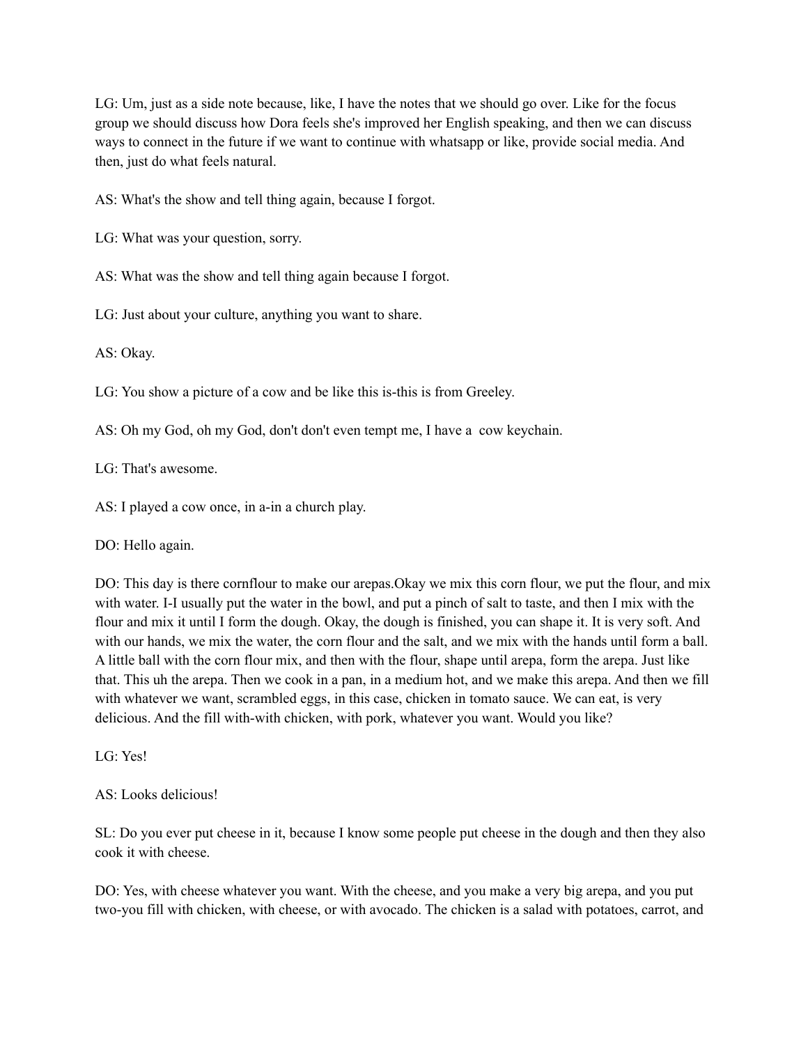LG: Um, just as a side note because, like, I have the notes that we should go over. Like for the focus group we should discuss how Dora feels she's improved her English speaking, and then we can discuss ways to connect in the future if we want to continue with whatsapp or like, provide social media. And then, just do what feels natural.

AS: What's the show and tell thing again, because I forgot.

LG: What was your question, sorry.

AS: What was the show and tell thing again because I forgot.

LG: Just about your culture, anything you want to share.

AS: Okay.

LG: You show a picture of a cow and be like this is-this is from Greeley.

AS: Oh my God, oh my God, don't don't even tempt me, I have a cow keychain.

LG: That's awesome.

AS: I played a cow once, in a-in a church play.

DO: Hello again.

DO: This day is there cornflour to make our arepas.Okay we mix this corn flour, we put the flour, and mix with water. I-I usually put the water in the bowl, and put a pinch of salt to taste, and then I mix with the flour and mix it until I form the dough. Okay, the dough is finished, you can shape it. It is very soft. And with our hands, we mix the water, the corn flour and the salt, and we mix with the hands until form a ball. A little ball with the corn flour mix, and then with the flour, shape until arepa, form the arepa. Just like that. This uh the arepa. Then we cook in a pan, in a medium hot, and we make this arepa. And then we fill with whatever we want, scrambled eggs, in this case, chicken in tomato sauce. We can eat, is very delicious. And the fill with-with chicken, with pork, whatever you want. Would you like?

LG: Yes!

AS: Looks delicious!

SL: Do you ever put cheese in it, because I know some people put cheese in the dough and then they also cook it with cheese.

DO: Yes, with cheese whatever you want. With the cheese, and you make a very big arepa, and you put two-you fill with chicken, with cheese, or with avocado. The chicken is a salad with potatoes, carrot, and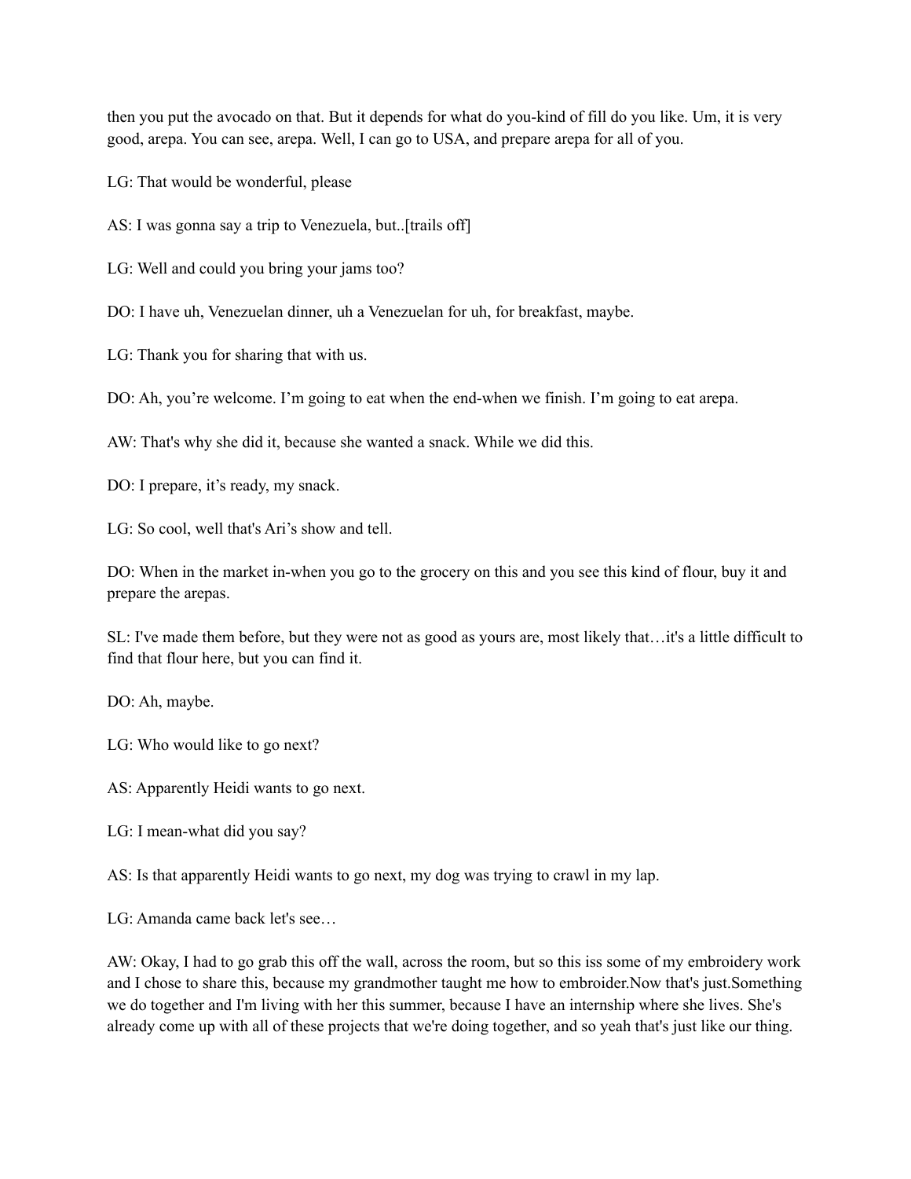then you put the avocado on that. But it depends for what do you-kind of fill do you like. Um, it is very good, arepa. You can see, arepa. Well, I can go to USA, and prepare arepa for all of you.

LG: That would be wonderful, please

AS: I was gonna say a trip to Venezuela, but..[trails off]

LG: Well and could you bring your jams too?

DO: I have uh, Venezuelan dinner, uh a Venezuelan for uh, for breakfast, maybe.

LG: Thank you for sharing that with us.

DO: Ah, you're welcome. I'm going to eat when the end-when we finish. I'm going to eat arepa.

AW: That's why she did it, because she wanted a snack. While we did this.

DO: I prepare, it's ready, my snack.

LG: So cool, well that's Ari's show and tell.

DO: When in the market in-when you go to the grocery on this and you see this kind of flour, buy it and prepare the arepas.

SL: I've made them before, but they were not as good as yours are, most likely that…it's a little difficult to find that flour here, but you can find it.

DO: Ah, maybe.

LG: Who would like to go next?

AS: Apparently Heidi wants to go next.

LG: I mean-what did you say?

AS: Is that apparently Heidi wants to go next, my dog was trying to crawl in my lap.

LG: Amanda came back let's see…

AW: Okay, I had to go grab this off the wall, across the room, but so this iss some of my embroidery work and I chose to share this, because my grandmother taught me how to embroider.Now that's just.Something we do together and I'm living with her this summer, because I have an internship where she lives. She's already come up with all of these projects that we're doing together, and so yeah that's just like our thing.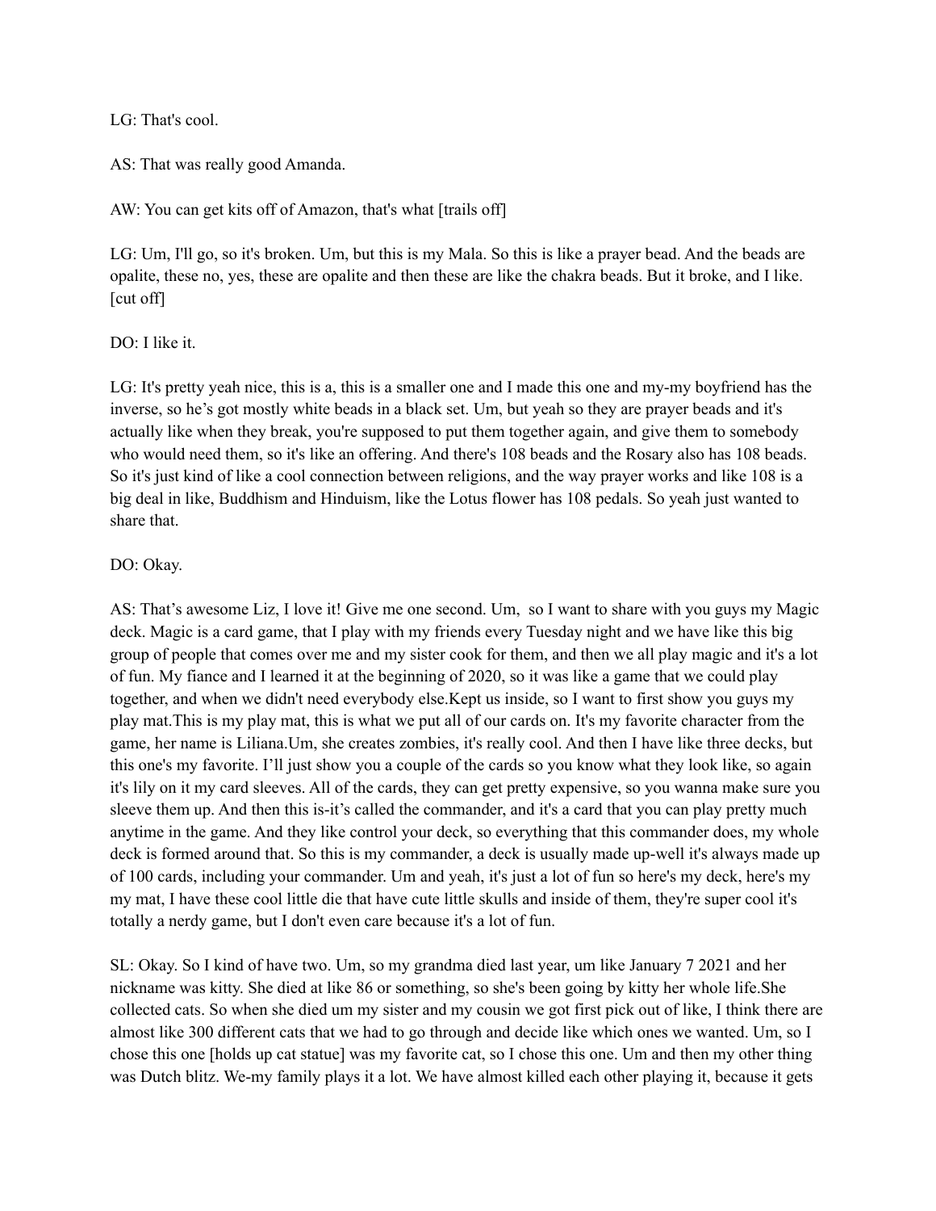LG: That's cool.

AS: That was really good Amanda.

AW: You can get kits off of Amazon, that's what [trails off]

LG: Um, I'll go, so it's broken. Um, but this is my Mala. So this is like a prayer bead. And the beads are opalite, these no, yes, these are opalite and then these are like the chakra beads. But it broke, and I like. [cut off]

DO: I like it.

LG: It's pretty yeah nice, this is a, this is a smaller one and I made this one and my-my boyfriend has the inverse, so he's got mostly white beads in a black set. Um, but yeah so they are prayer beads and it's actually like when they break, you're supposed to put them together again, and give them to somebody who would need them, so it's like an offering. And there's 108 beads and the Rosary also has 108 beads. So it's just kind of like a cool connection between religions, and the way prayer works and like 108 is a big deal in like, Buddhism and Hinduism, like the Lotus flower has 108 pedals. So yeah just wanted to share that.

DO: Okay.

AS: That's awesome Liz, I love it! Give me one second. Um, so I want to share with you guys my Magic deck. Magic is a card game, that I play with my friends every Tuesday night and we have like this big group of people that comes over me and my sister cook for them, and then we all play magic and it's a lot of fun. My fiance and I learned it at the beginning of 2020, so it was like a game that we could play together, and when we didn't need everybody else.Kept us inside, so I want to first show you guys my play mat.This is my play mat, this is what we put all of our cards on. It's my favorite character from the game, her name is Liliana.Um, she creates zombies, it's really cool. And then I have like three decks, but this one's my favorite. I'll just show you a couple of the cards so you know what they look like, so again it's lily on it my card sleeves. All of the cards, they can get pretty expensive, so you wanna make sure you sleeve them up. And then this is-it's called the commander, and it's a card that you can play pretty much anytime in the game. And they like control your deck, so everything that this commander does, my whole deck is formed around that. So this is my commander, a deck is usually made up-well it's always made up of 100 cards, including your commander. Um and yeah, it's just a lot of fun so here's my deck, here's my my mat, I have these cool little die that have cute little skulls and inside of them, they're super cool it's totally a nerdy game, but I don't even care because it's a lot of fun.

SL: Okay. So I kind of have two. Um, so my grandma died last year, um like January 7 2021 and her nickname was kitty. She died at like 86 or something, so she's been going by kitty her whole life.She collected cats. So when she died um my sister and my cousin we got first pick out of like, I think there are almost like 300 different cats that we had to go through and decide like which ones we wanted. Um, so I chose this one [holds up cat statue] was my favorite cat, so I chose this one. Um and then my other thing was Dutch blitz. We-my family plays it a lot. We have almost killed each other playing it, because it gets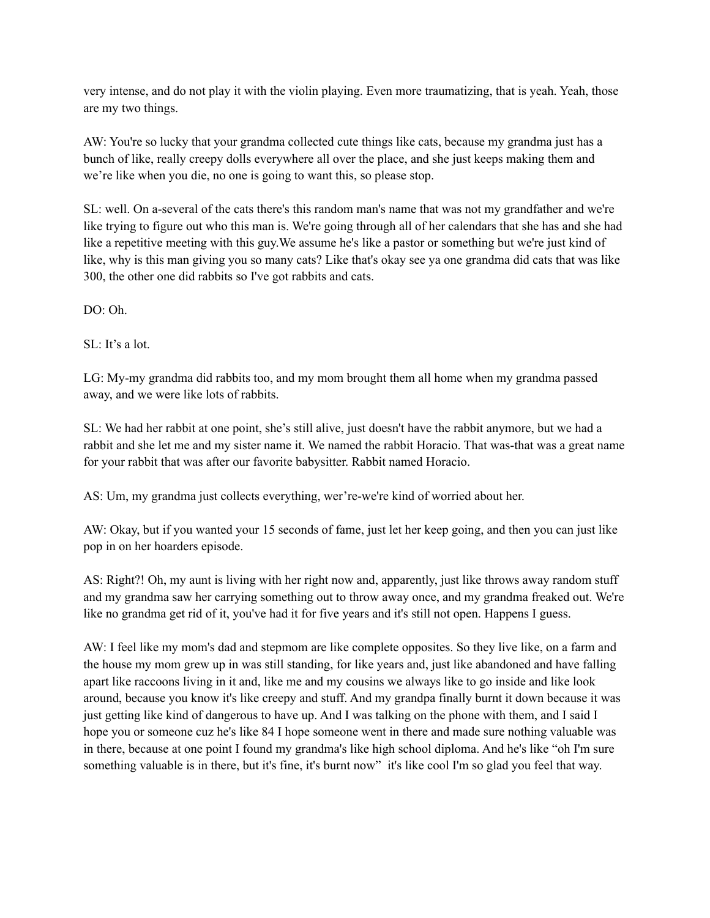very intense, and do not play it with the violin playing. Even more traumatizing, that is yeah. Yeah, those are my two things.

AW: You're so lucky that your grandma collected cute things like cats, because my grandma just has a bunch of like, really creepy dolls everywhere all over the place, and she just keeps making them and we're like when you die, no one is going to want this, so please stop.

SL: well. On a-several of the cats there's this random man's name that was not my grandfather and we're like trying to figure out who this man is. We're going through all of her calendars that she has and she had like a repetitive meeting with this guy.We assume he's like a pastor or something but we're just kind of like, why is this man giving you so many cats? Like that's okay see ya one grandma did cats that was like 300, the other one did rabbits so I've got rabbits and cats.

DO: Oh.

SL: It's a lot.

LG: My-my grandma did rabbits too, and my mom brought them all home when my grandma passed away, and we were like lots of rabbits.

SL: We had her rabbit at one point, she's still alive, just doesn't have the rabbit anymore, but we had a rabbit and she let me and my sister name it. We named the rabbit Horacio. That was-that was a great name for your rabbit that was after our favorite babysitter. Rabbit named Horacio.

AS: Um, my grandma just collects everything, wer're-we're kind of worried about her.

AW: Okay, but if you wanted your 15 seconds of fame, just let her keep going, and then you can just like pop in on her hoarders episode.

AS: Right?! Oh, my aunt is living with her right now and, apparently, just like throws away random stuff and my grandma saw her carrying something out to throw away once, and my grandma freaked out. We're like no grandma get rid of it, you've had it for five years and it's still not open. Happens I guess.

AW: I feel like my mom's dad and stepmom are like complete opposites. So they live like, on a farm and the house my mom grew up in was still standing, for like years and, just like abandoned and have falling apart like raccoons living in it and, like me and my cousins we always like to go inside and like look around, because you know it's like creepy and stuff. And my grandpa finally burnt it down because it was just getting like kind of dangerous to have up. And I was talking on the phone with them, and I said I hope you or someone cuz he's like 84 I hope someone went in there and made sure nothing valuable was in there, because at one point I found my grandma's like high school diploma. And he's like "oh I'm sure something valuable is in there, but it's fine, it's burnt now" it's like cool I'm so glad you feel that way.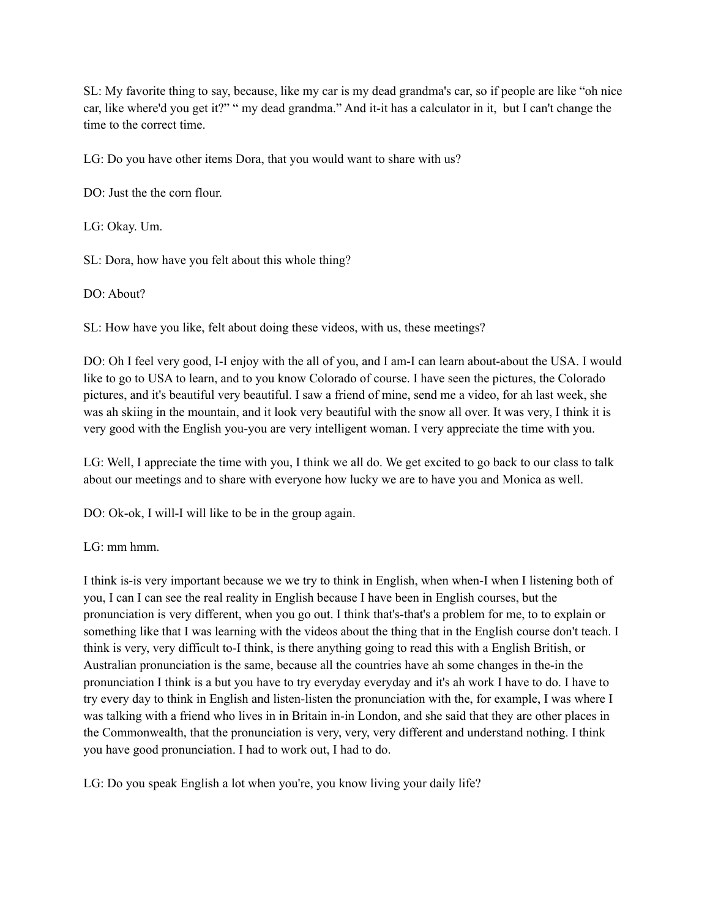SL: My favorite thing to say, because, like my car is my dead grandma's car, so if people are like "oh nice car, like where'd you get it?" " my dead grandma." And it-it has a calculator in it, but I can't change the time to the correct time.

LG: Do you have other items Dora, that you would want to share with us?

DO: Just the the corn flour.

LG: Okay. Um.

SL: Dora, how have you felt about this whole thing?

DO: About?

SL: How have you like, felt about doing these videos, with us, these meetings?

DO: Oh I feel very good, I-I enjoy with the all of you, and I am-I can learn about-about the USA. I would like to go to USA to learn, and to you know Colorado of course. I have seen the pictures, the Colorado pictures, and it's beautiful very beautiful. I saw a friend of mine, send me a video, for ah last week, she was ah skiing in the mountain, and it look very beautiful with the snow all over. It was very, I think it is very good with the English you-you are very intelligent woman. I very appreciate the time with you.

LG: Well, I appreciate the time with you, I think we all do. We get excited to go back to our class to talk about our meetings and to share with everyone how lucky we are to have you and Monica as well.

DO: Ok-ok, I will-I will like to be in the group again.

LG: mm hmm.

I think is-is very important because we we try to think in English, when when-I when I listening both of you, I can I can see the real reality in English because I have been in English courses, but the pronunciation is very different, when you go out. I think that's-that's a problem for me, to to explain or something like that I was learning with the videos about the thing that in the English course don't teach. I think is very, very difficult to-I think, is there anything going to read this with a English British, or Australian pronunciation is the same, because all the countries have ah some changes in the-in the pronunciation I think is a but you have to try everyday everyday and it's ah work I have to do. I have to try every day to think in English and listen-listen the pronunciation with the, for example, I was where I was talking with a friend who lives in in Britain in-in London, and she said that they are other places in the Commonwealth, that the pronunciation is very, very, very different and understand nothing. I think you have good pronunciation. I had to work out, I had to do.

LG: Do you speak English a lot when you're, you know living your daily life?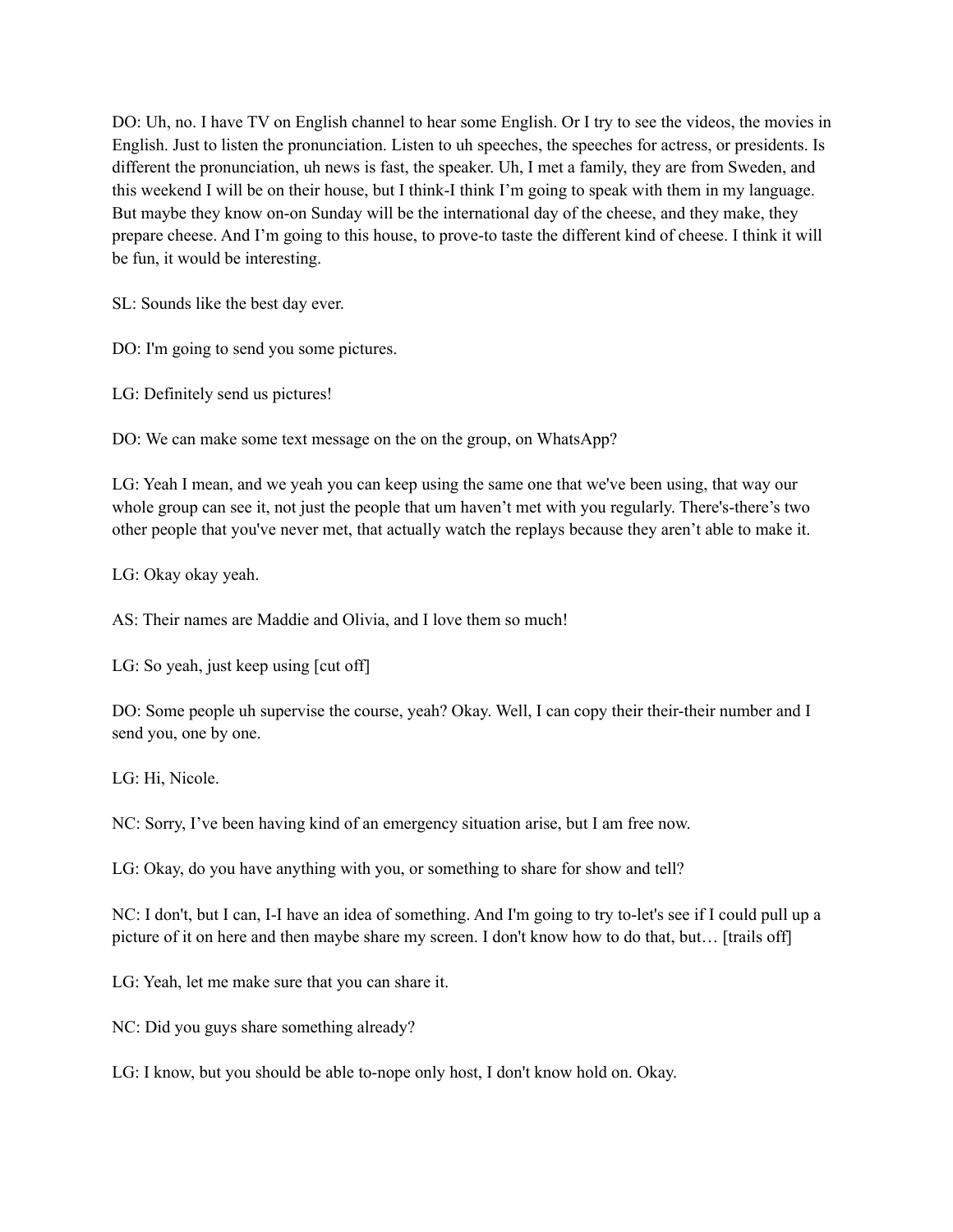DO: Uh, no. I have TV on English channel to hear some English. Or I try to see the videos, the movies in English. Just to listen the pronunciation. Listen to uh speeches, the speeches for actress, or presidents. Is different the pronunciation, uh news is fast, the speaker. Uh, I met a family, they are from Sweden, and this weekend I will be on their house, but I think-I think I'm going to speak with them in my language. But maybe they know on-on Sunday will be the international day of the cheese, and they make, they prepare cheese. And I'm going to this house, to prove-to taste the different kind of cheese. I think it will be fun, it would be interesting.

SL: Sounds like the best day ever.

DO: I'm going to send you some pictures.

LG: Definitely send us pictures!

DO: We can make some text message on the on the group, on WhatsApp?

LG: Yeah I mean, and we yeah you can keep using the same one that we've been using, that way our whole group can see it, not just the people that um haven't met with you regularly. There's-there's two other people that you've never met, that actually watch the replays because they aren't able to make it.

LG: Okay okay yeah.

AS: Their names are Maddie and Olivia, and I love them so much!

LG: So yeah, just keep using [cut off]

DO: Some people uh supervise the course, yeah? Okay. Well, I can copy their their-their number and I send you, one by one.

LG: Hi, Nicole.

NC: Sorry, I've been having kind of an emergency situation arise, but I am free now.

LG: Okay, do you have anything with you, or something to share for show and tell?

NC: I don't, but I can, I-I have an idea of something. And I'm going to try to-let's see if I could pull up a picture of it on here and then maybe share my screen. I don't know how to do that, but… [trails off]

LG: Yeah, let me make sure that you can share it.

NC: Did you guys share something already?

LG: I know, but you should be able to-nope only host, I don't know hold on. Okay.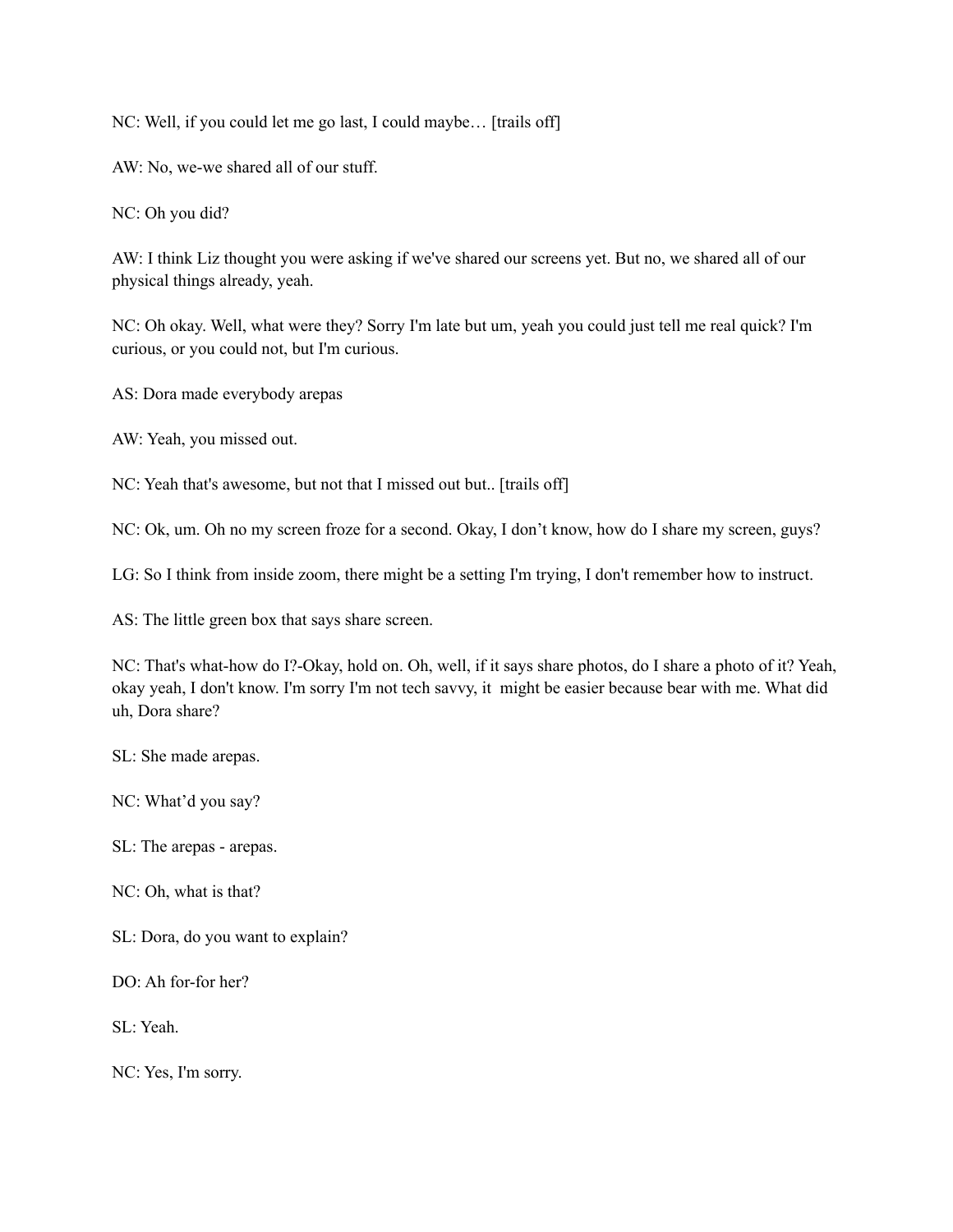NC: Well, if you could let me go last, I could maybe… [trails off]

AW: No, we-we shared all of our stuff.

NC: Oh you did?

AW: I think Liz thought you were asking if we've shared our screens yet. But no, we shared all of our physical things already, yeah.

NC: Oh okay. Well, what were they? Sorry I'm late but um, yeah you could just tell me real quick? I'm curious, or you could not, but I'm curious.

AS: Dora made everybody arepas

AW: Yeah, you missed out.

NC: Yeah that's awesome, but not that I missed out but.. [trails off]

NC: Ok, um. Oh no my screen froze for a second. Okay, I don't know, how do I share my screen, guys?

LG: So I think from inside zoom, there might be a setting I'm trying, I don't remember how to instruct.

AS: The little green box that says share screen.

NC: That's what-how do I?-Okay, hold on. Oh, well, if it says share photos, do I share a photo of it? Yeah, okay yeah, I don't know. I'm sorry I'm not tech savvy, it  might be easier because bear with me. What did uh, Dora share?

SL: She made arepas.

NC: What'd you say?

SL: The arepas - arepas.

NC: Oh, what is that?

SL: Dora, do you want to explain?

DO: Ah for-for her?

SL: Yeah.

NC: Yes, I'm sorry.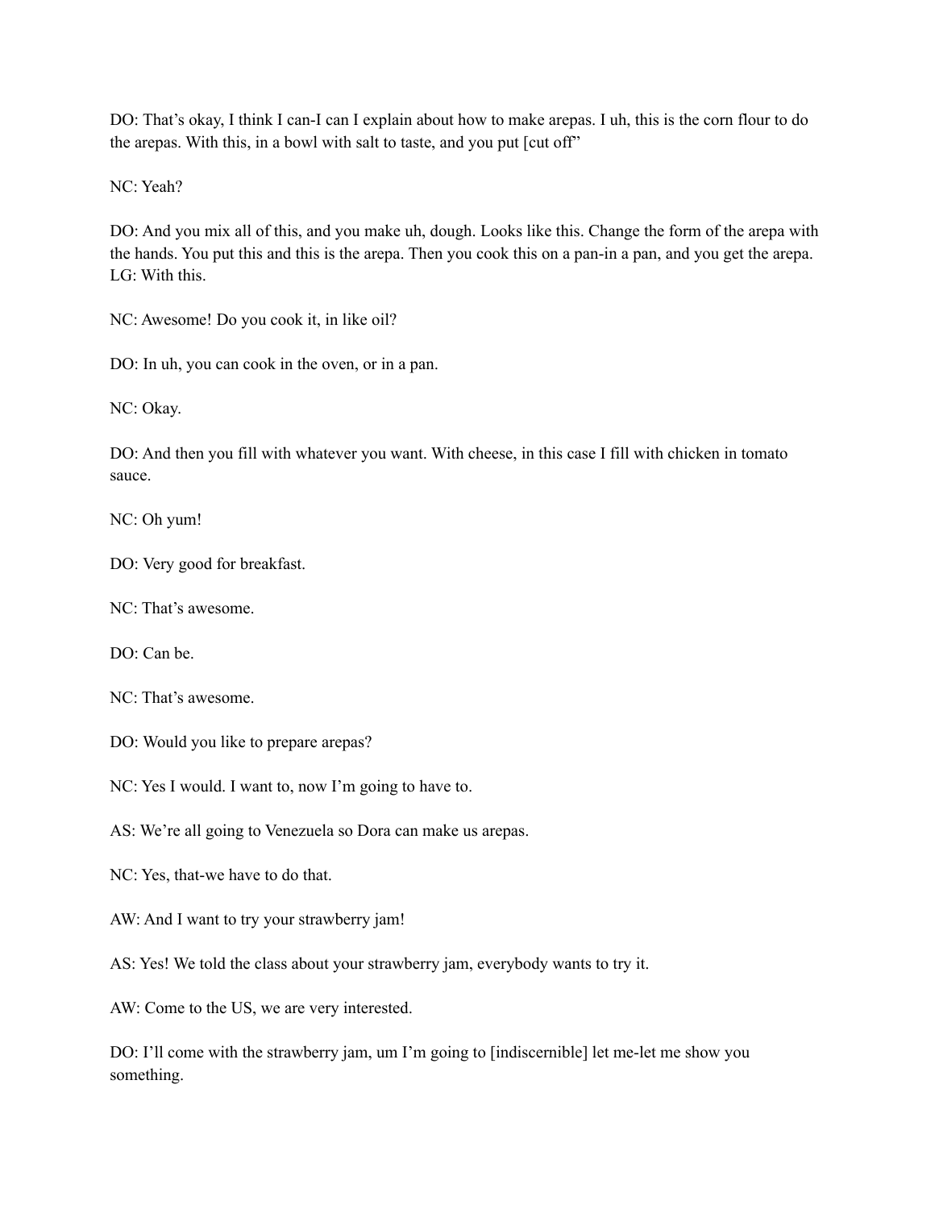DO: That's okay, I think I can-I can I explain about how to make arepas. I uh, this is the corn flour to do the arepas. With this, in a bowl with salt to taste, and you put [cut off"

NC: Yeah?

DO: And you mix all of this, and you make uh, dough. Looks like this. Change the form of the arepa with the hands. You put this and this is the arepa. Then you cook this on a pan-in a pan, and you get the arepa.
LG: With this.

NC: Awesome! Do you cook it, in like oil?

DO: In uh, you can cook in the oven, or in a pan.

NC: Okay.

DO: And then you fill with whatever you want. With cheese, in this case I fill with chicken in tomato sauce.

NC: Oh yum!

DO: Very good for breakfast.

NC: That's awesome.

DO: Can be.

NC: That's awesome.

DO: Would you like to prepare arepas?

NC: Yes I would. I want to, now I'm going to have to.

AS: We're all going to Venezuela so Dora can make us arepas.

NC: Yes, that-we have to do that.

AW: And I want to try your strawberry jam!

AS: Yes! We told the class about your strawberry jam, everybody wants to try it.

AW: Come to the US, we are very interested.

DO: I'll come with the strawberry jam, um I'm going to [indiscernible] let me-let me show you something.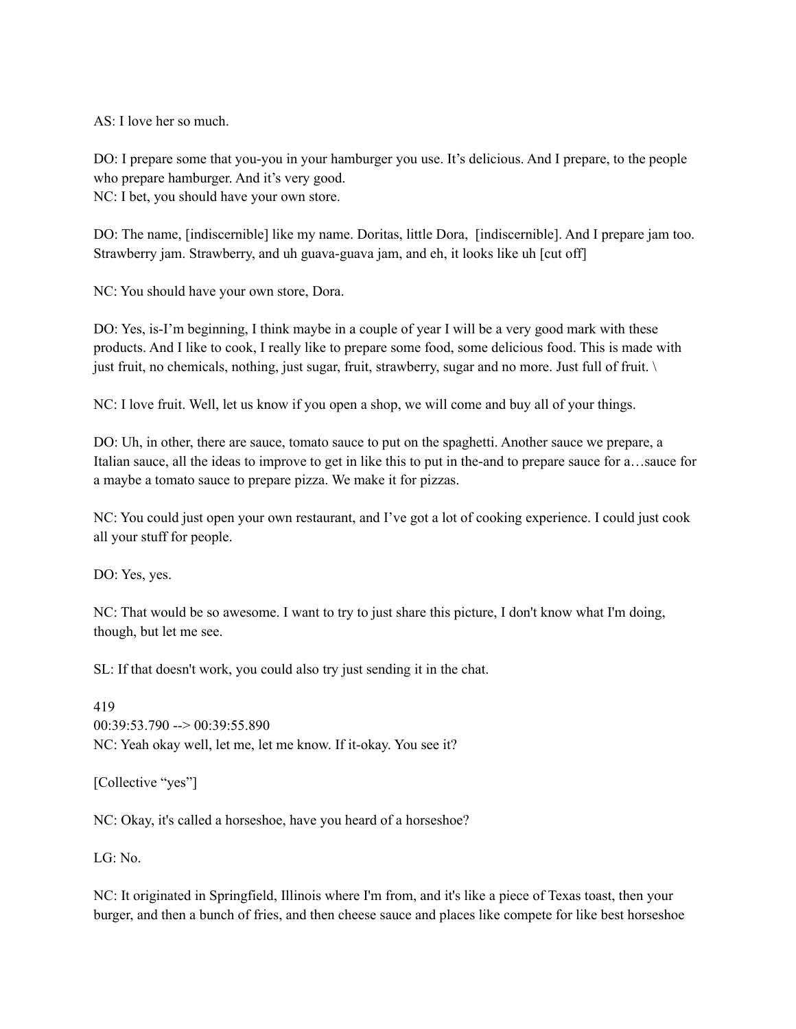AS: I love her so much.

DO: I prepare some that you-you in your hamburger you use. It's delicious. And I prepare, to the people who prepare hamburger. And it's very good.
NC: I bet, you should have your own store.

DO: The name, [indiscernible] like my name. Doritas, little Dora, [indiscernible]. And I prepare jam too. Strawberry jam. Strawberry, and uh guava-guava jam, and eh, it looks like uh [cut off]

NC: You should have your own store, Dora.

DO: Yes, is-I'm beginning, I think maybe in a couple of year I will be a very good mark with these products. And I like to cook, I really like to prepare some food, some delicious food. This is made with just fruit, no chemicals, nothing, just sugar, fruit, strawberry, sugar and no more. Just full of fruit. \

NC: I love fruit. Well, let us know if you open a shop, we will come and buy all of your things.

DO: Uh, in other, there are sauce, tomato sauce to put on the spaghetti. Another sauce we prepare, a Italian sauce, all the ideas to improve to get in like this to put in the-and to prepare sauce for a…sauce for a maybe a tomato sauce to prepare pizza. We make it for pizzas.

NC: You could just open your own restaurant, and I've got a lot of cooking experience. I could just cook all your stuff for people.

DO: Yes, yes.

NC: That would be so awesome. I want to try to just share this picture, I don't know what I'm doing, though, but let me see.

SL: If that doesn't work, you could also try just sending it in the chat.

419
00:39:53.790 --> 00:39:55.890
NC: Yeah okay well, let me, let me know. If it-okay. You see it?

[Collective "yes"]

NC: Okay, it's called a horseshoe, have you heard of a horseshoe?

LG: No.

NC: It originated in Springfield, Illinois where I'm from, and it's like a piece of Texas toast, then your burger, and then a bunch of fries, and then cheese sauce and places like compete for like best horseshoe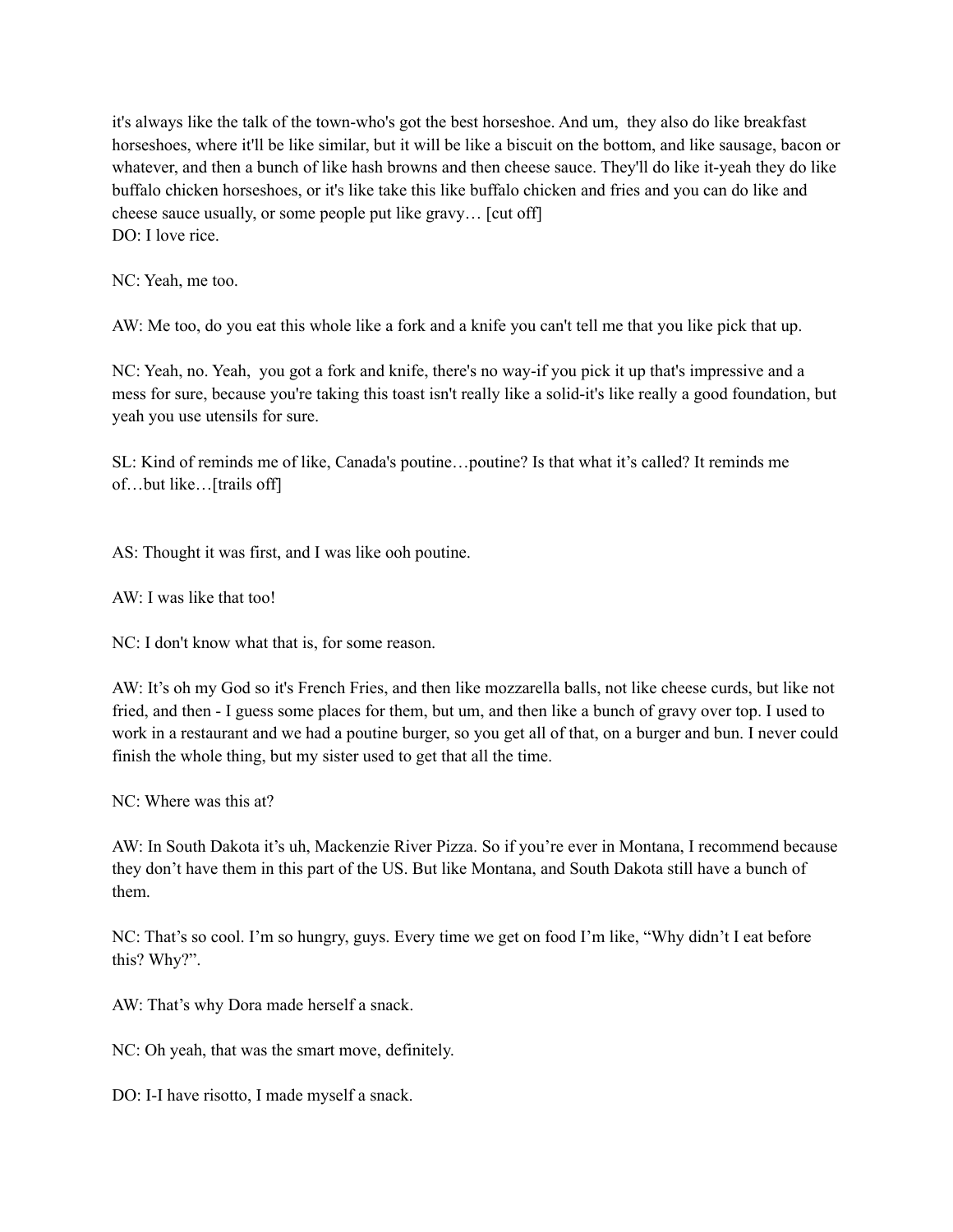it's always like the talk of the town-who's got the best horseshoe. And um,  they also do like breakfast horseshoes, where it'll be like similar, but it will be like a biscuit on the bottom, and like sausage, bacon or whatever, and then a bunch of like hash browns and then cheese sauce. They'll do like it-yeah they do like buffalo chicken horseshoes, or it's like take this like buffalo chicken and fries and you can do like and cheese sauce usually, or some people put like gravy… [cut off]
DO: I love rice.

NC: Yeah, me too.

AW: Me too, do you eat this whole like a fork and a knife you can't tell me that you like pick that up.

NC: Yeah, no. Yeah,  you got a fork and knife, there's no way-if you pick it up that's impressive and a mess for sure, because you're taking this toast isn't really like a solid-it's like really a good foundation, but yeah you use utensils for sure.

SL: Kind of reminds me of like, Canada's poutine…poutine? Is that what it's called? It reminds me of…but like…[trails off]

AS: Thought it was first, and I was like ooh poutine.

AW: I was like that too!

NC: I don't know what that is, for some reason.

AW: It's oh my God so it's French Fries, and then like mozzarella balls, not like cheese curds, but like not fried, and then - I guess some places for them, but um, and then like a bunch of gravy over top. I used to work in a restaurant and we had a poutine burger, so you get all of that, on a burger and bun. I never could finish the whole thing, but my sister used to get that all the time.

NC: Where was this at?

AW: In South Dakota it's uh, Mackenzie River Pizza. So if you're ever in Montana, I recommend because they don't have them in this part of the US. But like Montana, and South Dakota still have a bunch of them.

NC: That's so cool. I'm so hungry, guys. Every time we get on food I'm like, "Why didn't I eat before this? Why?".

AW: That's why Dora made herself a snack.

NC: Oh yeah, that was the smart move, definitely.

DO: I-I have risotto, I made myself a snack.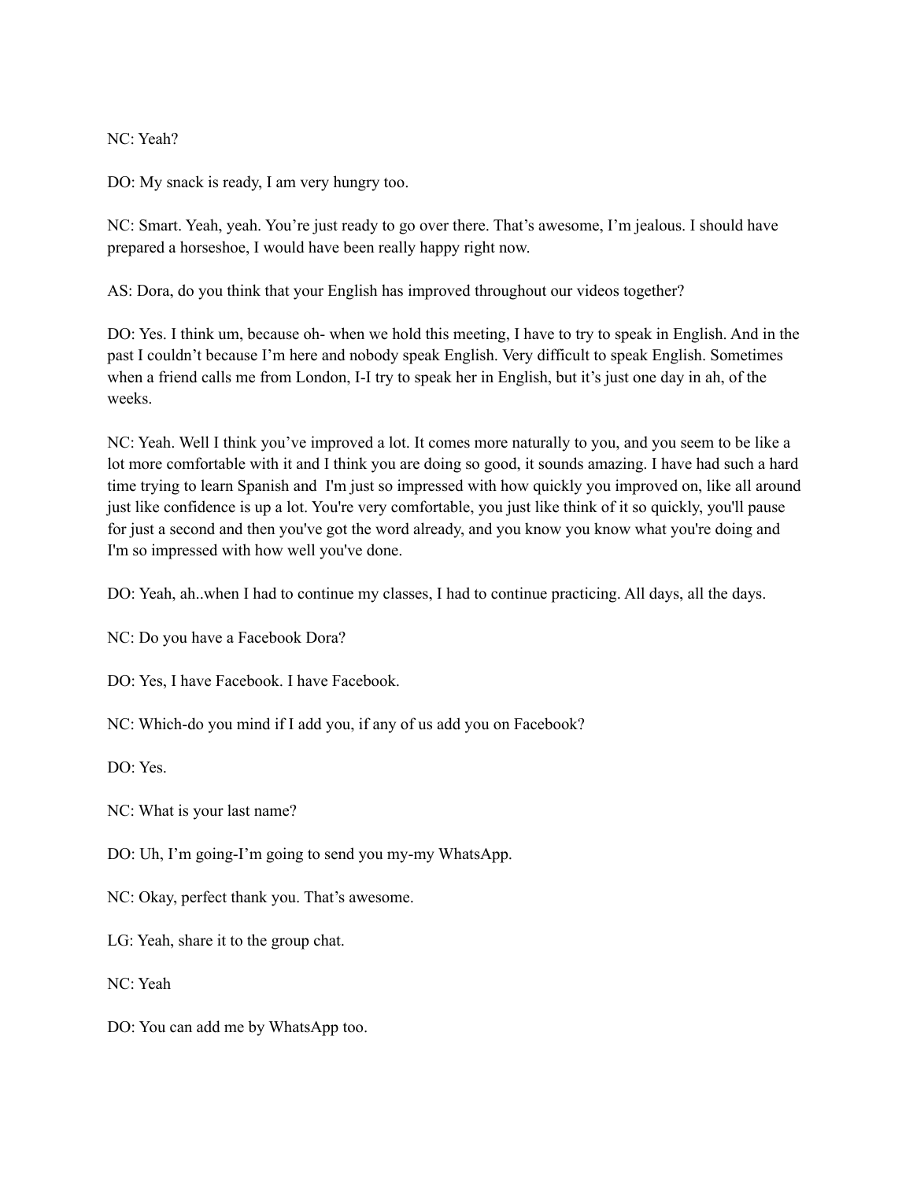NC: Yeah?

DO: My snack is ready, I am very hungry too.

NC: Smart. Yeah, yeah. You're just ready to go over there. That's awesome, I'm jealous. I should have prepared a horseshoe, I would have been really happy right now.

AS: Dora, do you think that your English has improved throughout our videos together?

DO: Yes. I think um, because oh- when we hold this meeting, I have to try to speak in English. And in the past I couldn't because I'm here and nobody speak English. Very difficult to speak English. Sometimes when a friend calls me from London, I-I try to speak her in English, but it's just one day in ah, of the weeks.

NC: Yeah. Well I think you've improved a lot. It comes more naturally to you, and you seem to be like a lot more comfortable with it and I think you are doing so good, it sounds amazing. I have had such a hard time trying to learn Spanish and I'm just so impressed with how quickly you improved on, like all around just like confidence is up a lot. You're very comfortable, you just like think of it so quickly, you'll pause for just a second and then you've got the word already, and you know you know what you're doing and I'm so impressed with how well you've done.

DO: Yeah, ah..when I had to continue my classes, I had to continue practicing. All days, all the days.

NC: Do you have a Facebook Dora?

DO: Yes, I have Facebook. I have Facebook.

NC: Which-do you mind if I add you, if any of us add you on Facebook?

DO: Yes.

NC: What is your last name?

DO: Uh, I'm going-I'm going to send you my-my WhatsApp.

NC: Okay, perfect thank you. That's awesome.

LG: Yeah, share it to the group chat.

NC: Yeah

DO: You can add me by WhatsApp too.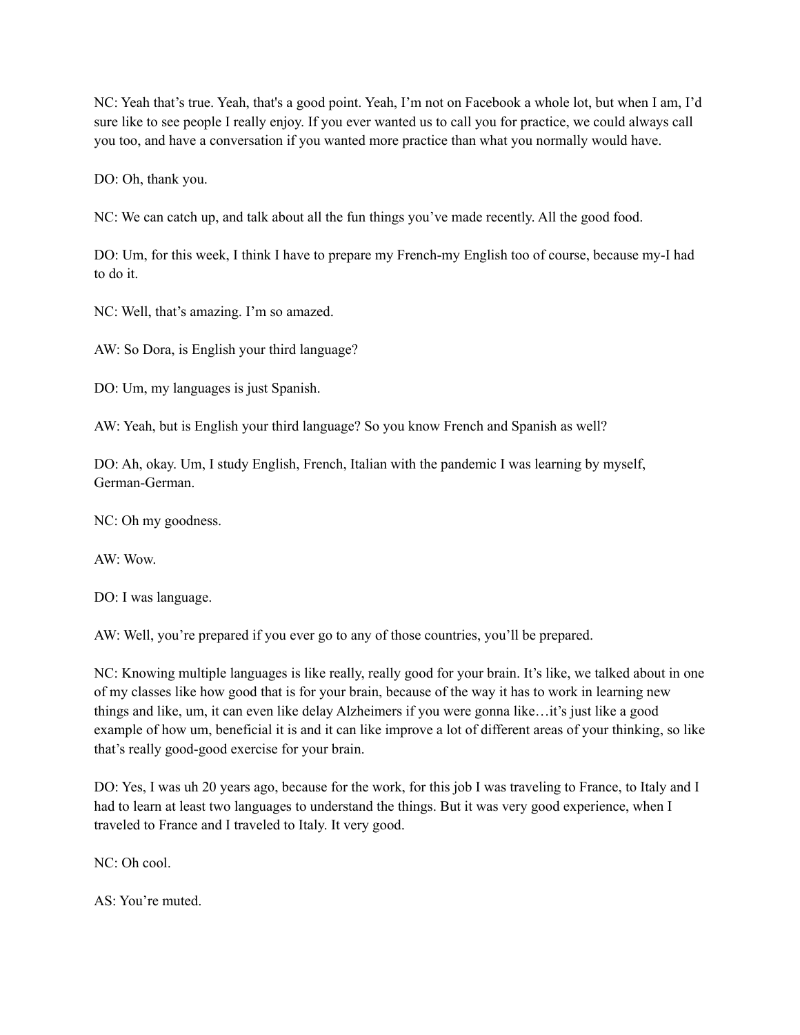NC: Yeah that's true. Yeah, that's a good point. Yeah, I'm not on Facebook a whole lot, but when I am, I'd sure like to see people I really enjoy. If you ever wanted us to call you for practice, we could always call you too, and have a conversation if you wanted more practice than what you normally would have.

DO: Oh, thank you.

NC: We can catch up, and talk about all the fun things you've made recently. All the good food.

DO: Um, for this week, I think I have to prepare my French-my English too of course, because my-I had to do it.

NC: Well, that's amazing. I'm so amazed.

AW: So Dora, is English your third language?

DO: Um, my languages is just Spanish.

AW: Yeah, but is English your third language? So you know French and Spanish as well?

DO: Ah, okay. Um, I study English, French, Italian with the pandemic I was learning by myself, German-German.

NC: Oh my goodness.

AW: Wow.

DO: I was language.

AW: Well, you're prepared if you ever go to any of those countries, you'll be prepared.

NC: Knowing multiple languages is like really, really good for your brain. It's like, we talked about in one of my classes like how good that is for your brain, because of the way it has to work in learning new things and like, um, it can even like delay Alzheimers if you were gonna like…it's just like a good example of how um, beneficial it is and it can like improve a lot of different areas of your thinking, so like that's really good-good exercise for your brain.

DO: Yes, I was uh 20 years ago, because for the work, for this job I was traveling to France, to Italy and I had to learn at least two languages to understand the things. But it was very good experience, when I traveled to France and I traveled to Italy. It very good.

NC: Oh cool.

AS: You're muted.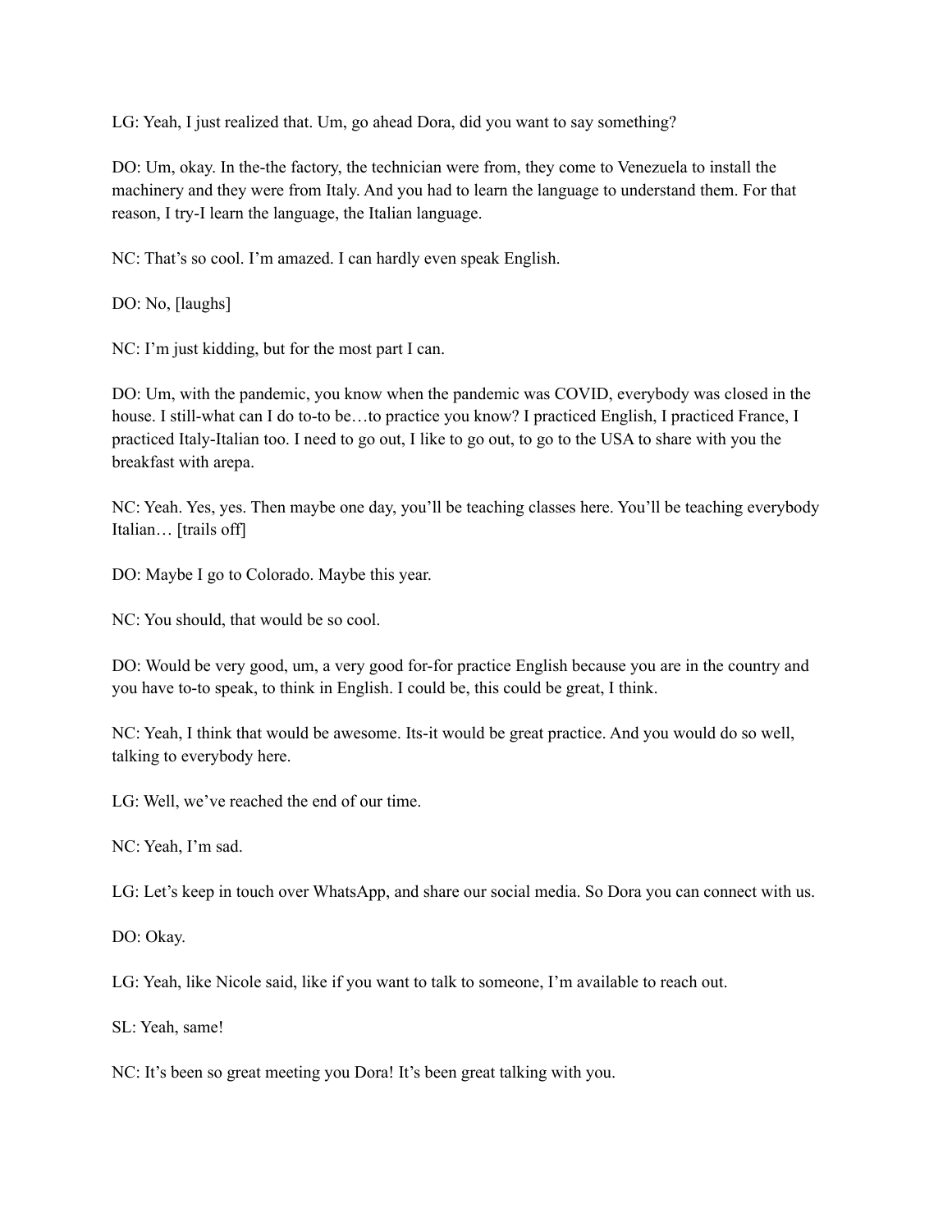LG: Yeah, I just realized that. Um, go ahead Dora, did you want to say something?

DO: Um, okay. In the-the factory, the technician were from, they come to Venezuela to install the machinery and they were from Italy. And you had to learn the language to understand them. For that reason, I try-I learn the language, the Italian language.

NC: That's so cool. I'm amazed. I can hardly even speak English.

DO: No, [laughs]

NC: I'm just kidding, but for the most part I can.

DO: Um, with the pandemic, you know when the pandemic was COVID, everybody was closed in the house. I still-what can I do to-to be…to practice you know? I practiced English, I practiced France, I practiced Italy-Italian too. I need to go out, I like to go out, to go to the USA to share with you the breakfast with arepa.

NC: Yeah. Yes, yes. Then maybe one day, you'll be teaching classes here. You'll be teaching everybody Italian… [trails off]

DO: Maybe I go to Colorado. Maybe this year.

NC: You should, that would be so cool.

DO: Would be very good, um, a very good for-for practice English because you are in the country and you have to-to speak, to think in English. I could be, this could be great, I think.

NC: Yeah, I think that would be awesome. Its-it would be great practice. And you would do so well, talking to everybody here.

LG: Well, we've reached the end of our time.

NC: Yeah, I'm sad.

LG: Let's keep in touch over WhatsApp, and share our social media. So Dora you can connect with us.

DO: Okay.

LG: Yeah, like Nicole said, like if you want to talk to someone, I'm available to reach out.

SL: Yeah, same!

NC: It's been so great meeting you Dora! It's been great talking with you.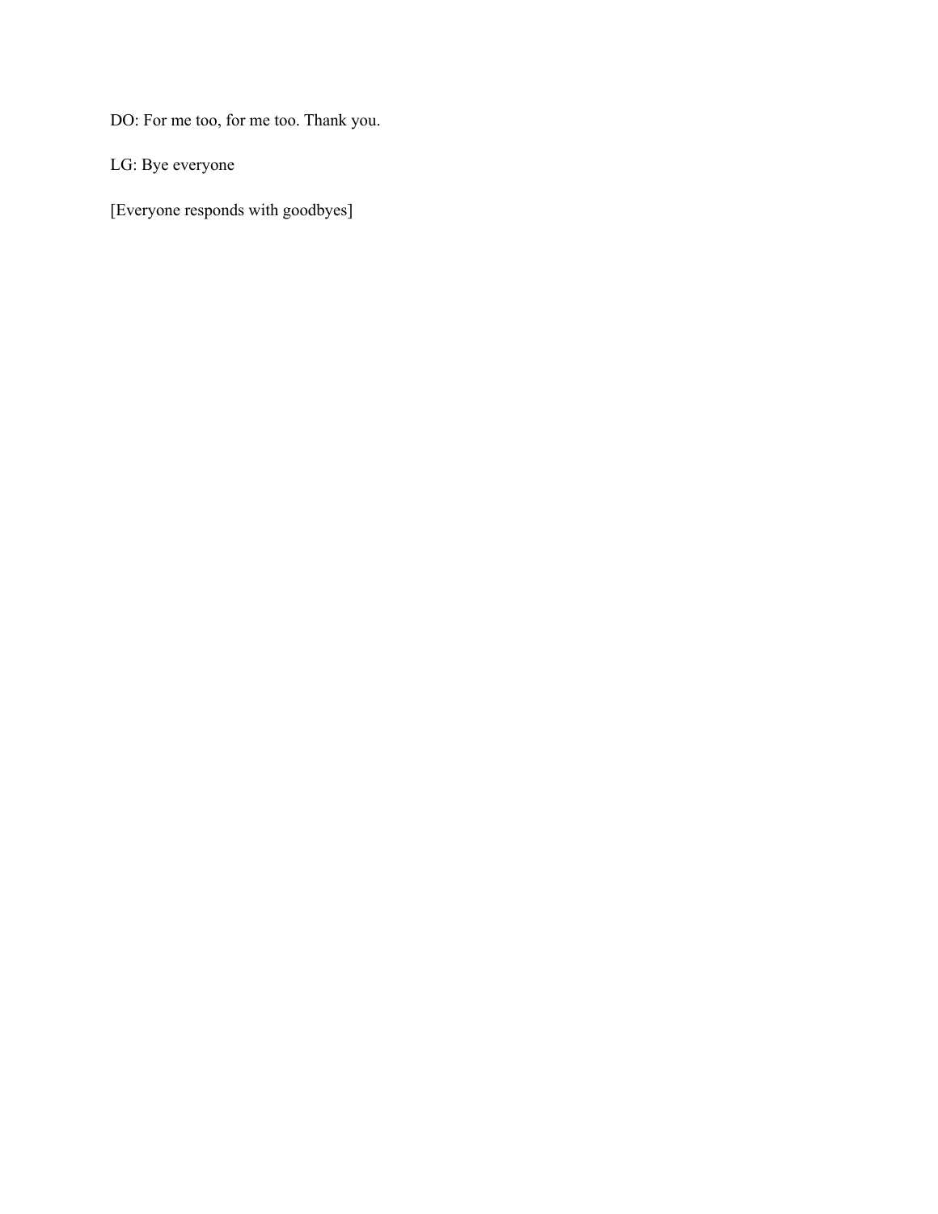DO: For me too, for me too. Thank you.

LG: Bye everyone

[Everyone responds with goodbyes]